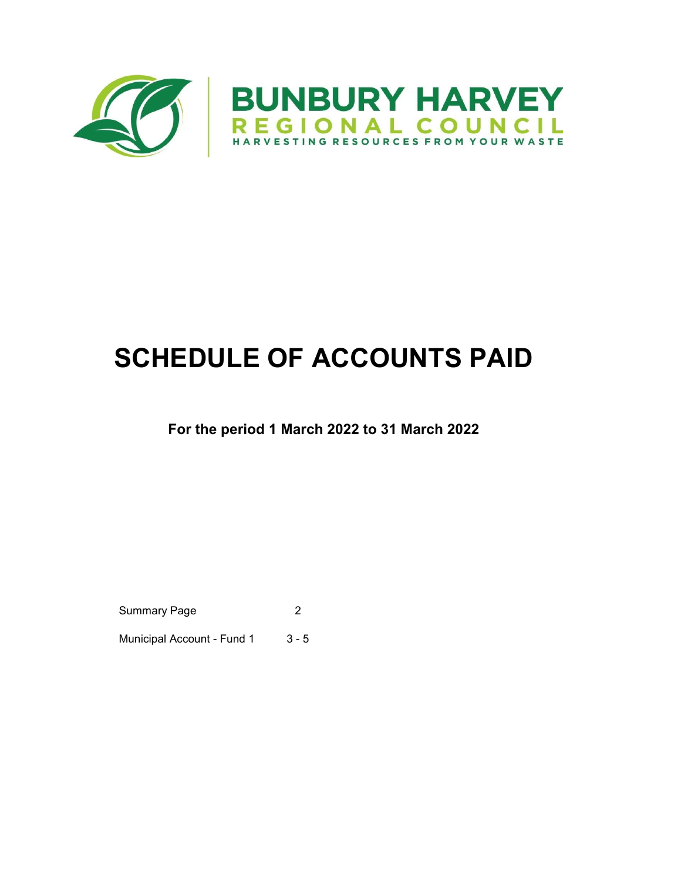**BUNBURY HARVEY**
**REGIONAL COUNCIL**
HARVESTING RESOURCES FROM YOUR WASTE

# SCHEDULE OF ACCOUNTS PAID

**For the period 1 March 2022 to 31 March 2022**

| | |
|---|---|
| Summary Page | 2 |
| Municipal Account - Fund 1 | 3 - 5 |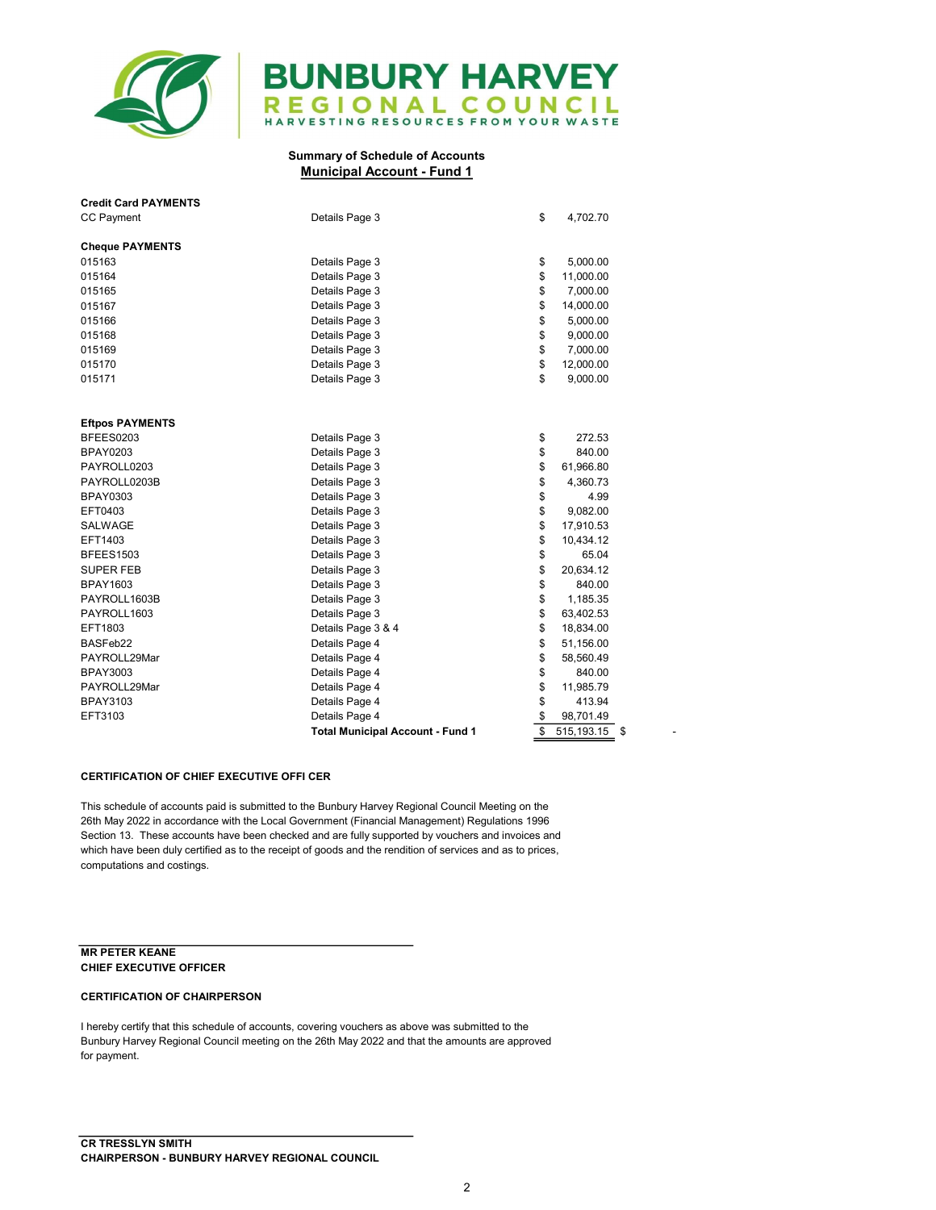**BUNBURY HARVEY**
**REGIONAL COUNCIL**
HARVESTING RESOURCES FROM YOUR WASTE

**Summary of Schedule of Accounts**
**Municipal Account - Fund 1**

| | | | |
|---|---|---|---|
| **Credit Card PAYMENTS** | | | |
| CC Payment | Details Page 3 | $ 4,702.70 | |
| **Cheque PAYMENTS** | | | |
| 015163 | Details Page 3 | $ 5,000.00 | |
| 015164 | Details Page 3 | $ 11,000.00 | |
| 015165 | Details Page 3 | $ 7,000.00 | |
| 015167 | Details Page 3 | $ 14,000.00 | |
| 015166 | Details Page 3 | $ 5,000.00 | |
| 015168 | Details Page 3 | $ 9,000.00 | |
| 015169 | Details Page 3 | $ 7,000.00 | |
| 015170 | Details Page 3 | $ 12,000.00 | |
| 015171 | Details Page 3 | $ 9,000.00 | |
| **Eftpos PAYMENTS** | | | |
| BFEES0203 | Details Page 3 | $ 272.53 | |
| BPAY0203 | Details Page 3 | $ 840.00 | |
| PAYROLL0203 | Details Page 3 | $ 61,966.80 | |
| PAYROLL0203B | Details Page 3 | $ 4,360.73 | |
| BPAY0303 | Details Page 3 | $ 4.99 | |
| EFT0403 | Details Page 3 | $ 9,082.00 | |
| SALWAGE | Details Page 3 | $ 17,910.53 | |
| EFT1403 | Details Page 3 | $ 10,434.12 | |
| BFEES1503 | Details Page 3 | $ 65.04 | |
| SUPER FEB | Details Page 3 | $ 20,634.12 | |
| BPAY1603 | Details Page 3 | $ 840.00 | |
| PAYROLL1603B | Details Page 3 | $ 1,185.35 | |
| PAYROLL1603 | Details Page 3 | $ 63,402.53 | |
| EFT1803 | Details Page 3 & 4 | $ 18,834.00 | |
| BASFeb22 | Details Page 4 | $ 51,156.00 | |
| PAYROLL29Mar | Details Page 4 | $ 58,560.49 | |
| BPAY3003 | Details Page 4 | $ 840.00 | |
| PAYROLL29Mar | Details Page 4 | $ 11,985.79 | |
| BPAY3103 | Details Page 4 | $ 413.94 | |
| EFT3103 | Details Page 4 | $ 98,701.49 | |
| | **Total Municipal Account - Fund 1** | $ 515,193.15 | $ - |

**CERTIFICATION OF CHIEF EXECUTIVE OFFI CER**

This schedule of accounts paid is submitted to the Bunbury Harvey Regional Council Meeting on the 26th May 2022 in accordance with the Local Government (Financial Management) Regulations 1996 Section 13. These accounts have been checked and are fully supported by vouchers and invoices and which have been duly certified as to the receipt of goods and the rendition of services and as to prices, computations and costings.

**MR PETER KEANE**
**CHIEF EXECUTIVE OFFICER**

**CERTIFICATION OF CHAIRPERSON**

I hereby certify that this schedule of accounts, covering vouchers as above was submitted to the Bunbury Harvey Regional Council meeting on the 26th May 2022 and that the amounts are approved for payment.

**CR TRESSLYN SMITH**
**CHAIRPERSON - BUNBURY HARVEY REGIONAL COUNCIL**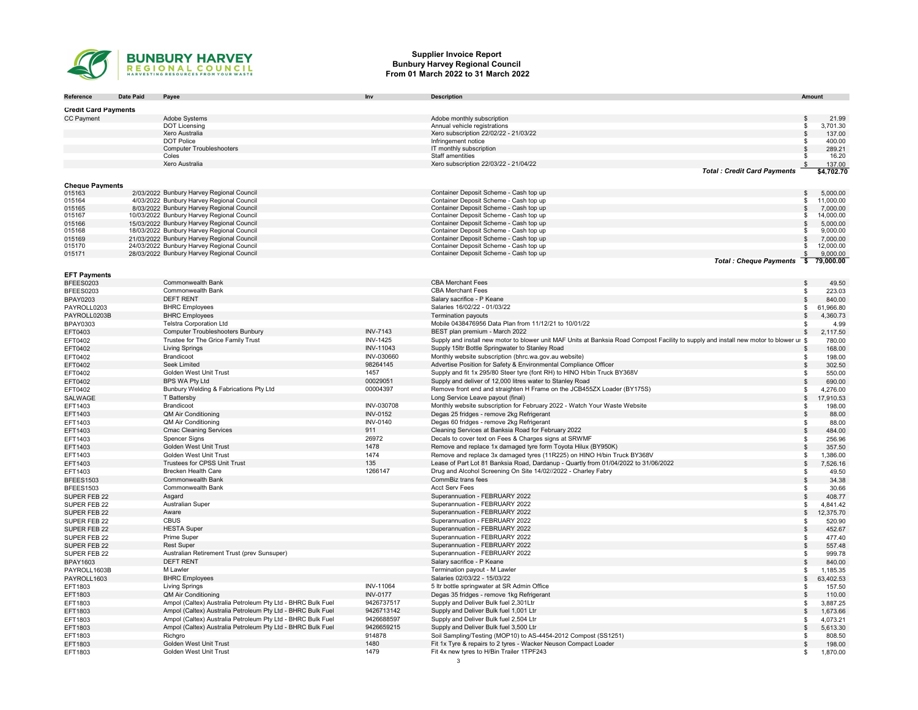# Supplier Invoice Report
## Bunbury Harvey Regional Council
### From 01 March 2022 to 31 March 2022

| Reference | Date Paid | Payee | Inv | Description | Amount |
|---|---|---|---|---|---|
| **Credit Card Payments** | | | | | |
| CC Payment | | Adobe Systems | | Adobe monthly subscription | $ 21.99 |
| | | DOT Licensing | | Annual vehicle registrations | $ 3,701.30 |
| | | Xero Australia | | Xero subscription 22/02/22 - 21/03/22 | $ 137.00 |
| | | DOT Police | | Infringement notice | $ 400.00 |
| | | Computer Troubleshooters | | IT monthly subscription | $ 289.21 |
| | | Coles | | Staff amentities | $ 16.20 |
| | | Xero Australia | | Xero subscription 22/03/22 - 21/04/22 | $ 137.00 |
| | | | | ***Total : Credit Card Payments*** | **$4,702.70** |
| **Cheque Payments** | | | | | |
| 015163 | 2/03/2022 | Bunbury Harvey Regional Council | | Container Deposit Scheme - Cash top up | $ 5,000.00 |
| 015164 | 4/03/2022 | Bunbury Harvey Regional Council | | Container Deposit Scheme - Cash top up | $ 11,000.00 |
| 015165 | 8/03/2022 | Bunbury Harvey Regional Council | | Container Deposit Scheme - Cash top up | $ 7,000.00 |
| 015167 | 10/03/2022 | Bunbury Harvey Regional Council | | Container Deposit Scheme - Cash top up | $ 14,000.00 |
| 015166 | 15/03/2022 | Bunbury Harvey Regional Council | | Container Deposit Scheme - Cash top up | $ 5,000.00 |
| 015168 | 18/03/2022 | Bunbury Harvey Regional Council | | Container Deposit Scheme - Cash top up | $ 9,000.00 |
| 015169 | 21/03/2022 | Bunbury Harvey Regional Council | | Container Deposit Scheme - Cash top up | $ 7,000.00 |
| 015170 | 24/03/2022 | Bunbury Harvey Regional Council | | Container Deposit Scheme - Cash top up | $ 12,000.00 |
| 015171 | 28/03/2022 | Bunbury Harvey Regional Council | | Container Deposit Scheme - Cash top up | $ 9,000.00 |
| | | | | ***Total : Cheque Payments*** | **$ 79,000.00** |
| **EFT Payments** | | | | | |
| BFEES0203 | | Commonwealth Bank | | CBA Merchant Fees | $ 49.50 |
| BFEES0203 | | Commonwealth Bank | | CBA Merchant Fees | $ 223.03 |
| BPAY0203 | | DEFT RENT | | Salary sacrifice - P Keane | $ 840.00 |
| PAYROLL0203 | | BHRC Employees | | Salaries 16/02/22 - 01/03/22 | $ 61,966.80 |
| PAYROLL0203B | | BHRC Employees | | Termination payouts | $ 4,360.73 |
| BPAY0303 | | Telstra Corporation Ltd | | Mobile 0438476956 Data Plan from 11/12/21 to 10/01/22 | $ 4.99 |
| EFT0403 | | Computer Troubleshooters Bunbury | INV-7143 | BEST plan premium - March 2022 | $ 2,117.50 |
| EFT0402 | | Trustee for The Grice Family Trust | INV-1425 | Supply and install new motor to blower unit MAF Units at Banksia Road Compost Facility to supply and install new motor to blower ur | $ 780.00 |
| EFT0402 | | Living Springs | INV-11043 | Supply 15ltr Bottle Springwater to Stanley Road | $ 168.00 |
| EFT0402 | | Brandicoot | INV-030660 | Monthly website subscription (bhrc.wa.gov.au website) | $ 198.00 |
| EFT0402 | | Seek Limited | 98264145 | Advertise Position for Safety & Environmental Compliance Officer | $ 302.50 |
| EFT0402 | | Golden West Unit Trust | 1457 | Supply and fit 1x 295/80 Steer tyre (font RH) to HINO H/bin Truck BY368V | $ 550.00 |
| EFT0402 | | BPS WA Pty Ltd | 00029051 | Supply and deliver of 12,000 litres water to Stanley Road | $ 690.00 |
| EFT0402 | | Bunbury Welding & Fabrications Pty Ltd | 00004397 | Remove front end and straighten H Frame on the JCB455ZX Loader (BY175S) | $ 4,276.00 |
| SALWAGE | | T Battersby | | Long Service Leave payout (final) | $ 17,910.53 |
| EFT1403 | | Brandicoot | INV-030708 | Monthly website subscription for February 2022 - Watch Your Waste Website | $ 198.00 |
| EFT1403 | | QM Air Conditioning | INV-0152 | Degas 25 fridges - remove 2kg Refrigerant | $ 88.00 |
| EFT1403 | | QM Air Conditioning | INV-0140 | Degas 60 fridges - remove 2kg Refrigerant | $ 88.00 |
| EFT1403 | | Cmac Cleaning Services | 911 | Cleaning Services at Banksia Road for February 2022 | $ 484.00 |
| EFT1403 | | Spencer Signs | 26972 | Decals to cover text on Fees & Charges signs at SRWMF | $ 256.96 |
| EFT1403 | | Golden West Unit Trust | 1478 | Remove and replace 1x damaged tyre form Toyota Hilux (BY950K) | $ 357.50 |
| EFT1403 | | Golden West Unit Trust | 1474 | Remove and replace 3x damaged tyres (11R225) on HINO H/bin Truck BY368V | $ 1,386.00 |
| EFT1403 | | Trustees for CPSS Unit Trust | 135 | Lease of Part Lot 81 Banksia Road, Dardanup - Quartly from 01/04/2022 to 31/06/2022 | $ 7,526.16 |
| EFT1403 | | Brecken Health Care | 1266147 | Drug and Alcohol Screening On Site 14/02//2022 - Charley Fabry | $ 49.50 |
| BFEES1503 | | Commonwealth Bank | | CommBiz trans fees | $ 34.38 |
| BFEES1503 | | Commonwealth Bank | | Acct Serv Fees | $ 30.66 |
| SUPER FEB 22 | | Asgard | | Superannuation - FEBRUARY 2022 | $ 408.77 |
| SUPER FEB 22 | | Australian Super | | Superannuation - FEBRUARY 2022 | $ 4,841.42 |
| SUPER FEB 22 | | Aware | | Superannuation - FEBRUARY 2022 | $ 12,375.70 |
| SUPER FEB 22 | | CBUS | | Superannuation - FEBRUARY 2022 | $ 520.90 |
| SUPER FEB 22 | | HESTA Super | | Superannuation - FEBRUARY 2022 | $ 452.67 |
| SUPER FEB 22 | | Prime Super | | Superannuation - FEBRUARY 2022 | $ 477.40 |
| SUPER FEB 22 | | Rest Super | | Superannuation - FEBRUARY 2022 | $ 557.48 |
| SUPER FEB 22 | | Australian Retirement Trust (prev Sunsuper) | | Superannuation - FEBRUARY 2022 | $ 999.78 |
| BPAY1603 | | DEFT RENT | | Salary sacrifice - P Keane | $ 840.00 |
| PAYROLL1603B | | M Lawler | | Termination payout - M Lawler | $ 1,185.35 |
| PAYROLL1603 | | BHRC Employees | | Salaries 02/03/22 - 15/03/22 | $ 63,402.53 |
| EFT1803 | | Living Springs | INV-11064 | 5 ltr bottle springwater at SR Admin Office | $ 157.50 |
| EFT1803 | | QM Air Conditioning | INV-0177 | Degas 35 fridges - remove 1kg Refrigerant | $ 110.00 |
| EFT1803 | | Ampol (Caltex) Australia Petroleum Pty Ltd - BHRC Bulk Fuel | 9426737517 | Supply and Deliver Bulk fuel 2,301Ltr | $ 3,887.25 |
| EFT1803 | | Ampol (Caltex) Australia Petroleum Pty Ltd - BHRC Bulk Fuel | 9426713142 | Supply and Deliver Bulk fuel 1,001 Ltr | $ 1,673.66 |
| EFT1803 | | Ampol (Caltex) Australia Petroleum Pty Ltd - BHRC Bulk Fuel | 9426688597 | Supply and Deliver Bulk fuel 2,504 Ltr | $ 4,073.21 |
| EFT1803 | | Ampol (Caltex) Australia Petroleum Pty Ltd - BHRC Bulk Fuel | 9426659215 | Supply and Deliver Bulk fuel 3,500 Ltr | $ 5,613.30 |
| EFT1803 | | Richgro | 914878 | Soil Sampling/Testing (MOP10) to AS-4454-2012 Compost (SS1251) | $ 808.50 |
| EFT1803 | | Golden West Unit Trust | 1480 | Fit 1x Tyre & repairs to 2 tyres - Wacker Neuson Compact Loader | $ 198.00 |
| EFT1803 | | Golden West Unit Trust | 1479 | Fit 4x new tyres to H/Bin Trailer 1TPF243 | $ 1,870.00 |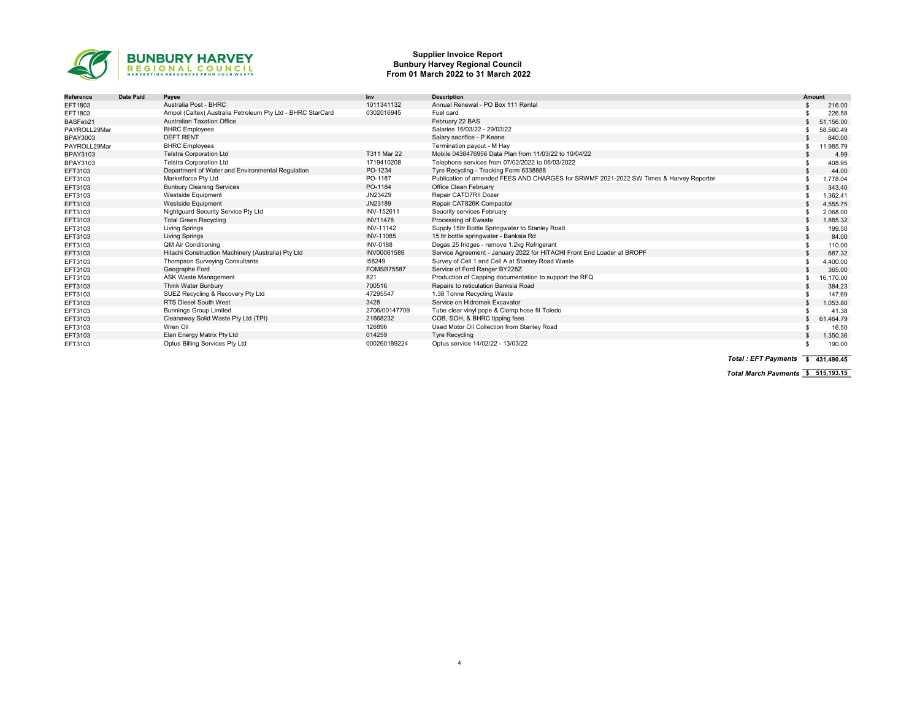**Supplier Invoice Report**
**Bunbury Harvey Regional Council**
**From 01 March 2022 to 31 March 2022**

| Reference | Date Paid | Payee | Inv | Description | Amount |
|---|---|---|---|---|---|
| EFT1803 | | Australia Post - BHRC | 1011341132 | Annual Renewal - PO Box 111 Rental | $ 216.00 |
| EFT1803 | | Ampol (Caltex) Australia Petroleum Pty Ltd - BHRC StarCard | 0302016945 | Fuel card | $ 226.58 |
| BASFeb21 | | Australian Taxation Office | | February 22 BAS | $ 51,156.00 |
| PAYROLL29Mar | | BHRC Employees | | Salaries 16/03/22 - 29/03/22 | $ 58,560.49 |
| BPAY3003 | | DEFT RENT | | Salary sacrifice - P Keane | $ 840.00 |
| PAYROLL29Mar | | BHRC Employees | | Termination payout - M Hay | $ 11,985.79 |
| BPAY3103 | | Telstra Corporation Ltd | T311 Mar 22 | Mobile 0438476956 Data Plan from 11/03/22 to 10/04/22 | $ 4.99 |
| BPAY3103 | | Telstra Corporation Ltd | 1719410208 | Telephone services from 07/02/2022 to 06/03/2022 | $ 408.95 |
| EFT3103 | | Department of Water and Environmental Regulation | PO-1234 | Tyre Recycling - Tracking Form 6338888 | $ 44.00 |
| EFT3103 | | Marketforce Pty Ltd | PO-1187 | Publication of amended FEES AND CHARGES for SRWMF 2021-2022 SW Times & Harvey Reporter | $ 1,778.04 |
| EFT3103 | | Bunbury Cleaning Services | PO-1184 | Office Clean February | $ 343.40 |
| EFT3103 | | Westside Equipment | JN23429 | Repair CATD7RII Dozer | $ 1,362.41 |
| EFT3103 | | Westside Equipment | JN23189 | Repair CAT826K Compactor | $ 4,555.75 |
| EFT3103 | | Nightguard Security Service Pty Ltd | INV-152611 | Seucrity services February | $ 2,068.00 |
| EFT3103 | | Total Green Recycling | INV11478 | Processing of Ewaste | $ 1,885.32 |
| EFT3103 | | Living Springs | INV-11142 | Supply 15ltr Bottle Springwater to Stanley Road | $ 199.50 |
| EFT3103 | | Living Springs | INV-11085 | 15 ltr bottle springwater - Banksia Rd | $ 84.00 |
| EFT3103 | | QM Air Conditioning | INV-0188 | Degas 25 fridges - remove 1.2kg Refrigerant | $ 110.00 |
| EFT3103 | | Hitachi Construction Machinery (Australia) Pty Ltd | INV00061589 | Service Agreement - January 2022 for HITACHI Front End Loader at BROPF | $ 687.32 |
| EFT3103 | | Thompson Surveying Consultants | I58249 | Survey of Cell 1 and Cell A at Stanley Road Waste | $ 4,400.00 |
| EFT3103 | | Geographe Ford | FOMSB75587 | Service of Ford Ranger BY228Z | $ 365.00 |
| EFT3103 | | ASK Waste Management | 821 | Production of Capping documentation to support the RFQ | $ 16,170.00 |
| EFT3103 | | Think Water Bunbury | 700516 | Repairs to reticulation Banksia Road | $ 384.23 |
| EFT3103 | | SUEZ Recycling & Recovery Pty Ltd | 47295547 | 1.38 Tonne Recycling Waste | $ 147.69 |
| EFT3103 | | RTS Diesel South West | 3428 | Service on Hidromek Excavator | $ 1,053.80 |
| EFT3103 | | Bunnings Group Limited | 2706/00147709 | Tube clear vinyl pope & Clamp hose fit Toledo | $ 41.38 |
| EFT3103 | | Cleanaway Solid Waste Pty Ltd (TPI) | 21668232 | COB, SOH, & BHRC tipping fees | $ 61,464.79 |
| EFT3103 | | Wren Oil | 126896 | Used Motor Oil Collection from Stanley Road | $ 16.50 |
| EFT3103 | | Elan Energy Matrix Pty Ltd | 014259 | Tyre Recycling | $ 1,350.36 |
| EFT3103 | | Optus Billing Services Pty Ltd | 000260189224 | Optus service 14/02/22 - 13/03/22 | $ 190.00 |
| | | | | ***Total : EFT Payments*** | **$ 431,490.45** |
| | | | | ***Total March Payments*** | **$ 515,193.15** |